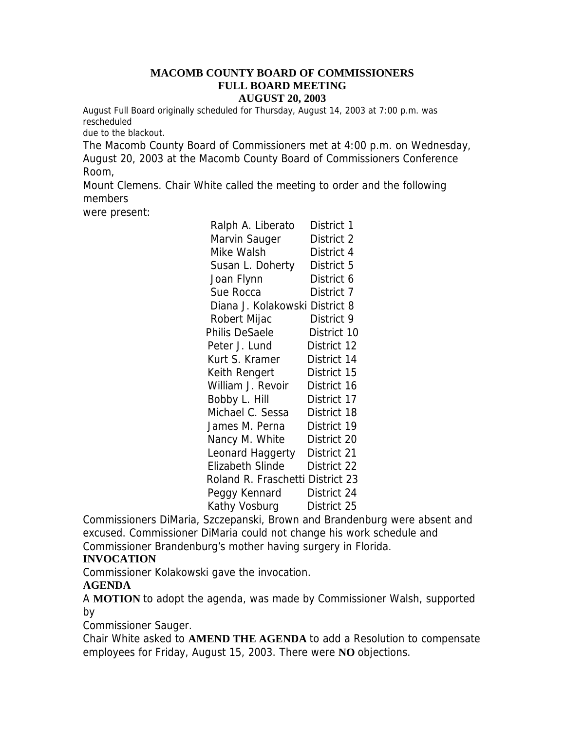# MACOMB COUNTY BOARD OF COMMISSIONERS
## FULL BOARD MEETING
### AUGUST 20, 2003

August Full Board originally scheduled for Thursday, August 14, 2003 at 7:00 p.m. was rescheduled due to the blackout.

The Macomb County Board of Commissioners met at 4:00 p.m. on Wednesday, August 20, 2003 at the Macomb County Board of Commissioners Conference Room, Mount Clemens. Chair White called the meeting to order and the following members were present:

| | |
|---|---|
| Ralph A. Liberato | District 1 |
| Marvin Sauger | District 2 |
| Mike Walsh | District 4 |
| Susan L. Doherty | District 5 |
| Joan Flynn | District 6 |
| Sue Rocca | District 7 |
| Diana J. Kolakowski | District 8 |
| Robert Mijac | District 9 |
| Philis DeSaele | District 10 |
| Peter J. Lund | District 12 |
| Kurt S. Kramer | District 14 |
| Keith Rengert | District 15 |
| William J. Revoir | District 16 |
| Bobby L. Hill | District 17 |
| Michael C. Sessa | District 18 |
| James M. Perna | District 19 |
| Nancy M. White | District 20 |
| Leonard Haggerty | District 21 |
| Elizabeth Slinde | District 22 |
| Roland R. Fraschetti | District 23 |
| Peggy Kennard | District 24 |
| Kathy Vosburg | District 25 |

Commissioners DiMaria, Szczepanski, Brown and Brandenburg were absent and excused. Commissioner DiMaria could not change his work schedule and Commissioner Brandenburg's mother having surgery in Florida.

**INVOCATION**

Commissioner Kolakowski gave the invocation.

**AGENDA**

A **MOTION** to adopt the agenda, was made by Commissioner Walsh, supported by Commissioner Sauger.

Chair White asked to **AMEND THE AGENDA** to add a Resolution to compensate employees for Friday, August 15, 2003. There were **NO** objections.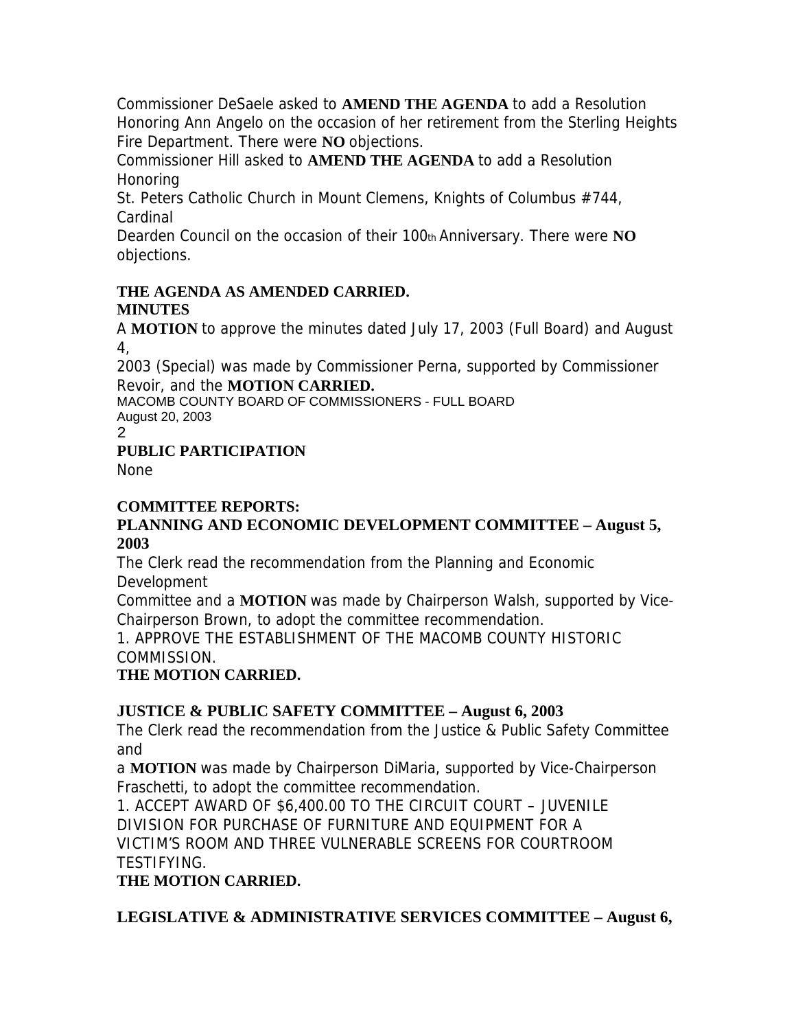Commissioner DeSaele asked to **AMEND THE AGENDA** to add a Resolution Honoring Ann Angelo on the occasion of her retirement from the Sterling Heights Fire Department. There were **NO** objections.

Commissioner Hill asked to **AMEND THE AGENDA** to add a Resolution Honoring St. Peters Catholic Church in Mount Clemens, Knights of Columbus #744, Cardinal Dearden Council on the occasion of their 100th Anniversary. There were **NO** objections.

**THE AGENDA AS AMENDED CARRIED.**

**MINUTES**

A **MOTION** to approve the minutes dated July 17, 2003 (Full Board) and August 4, 2003 (Special) was made by Commissioner Perna, supported by Commissioner Revoir, and the **MOTION CARRIED.**

**PUBLIC PARTICIPATION**

None

**COMMITTEE REPORTS:**

**PLANNING AND ECONOMIC DEVELOPMENT COMMITTEE – August 5, 2003**

The Clerk read the recommendation from the Planning and Economic Development Committee and a **MOTION** was made by Chairperson Walsh, supported by Vice-Chairperson Brown, to adopt the committee recommendation.

1. APPROVE THE ESTABLISHMENT OF THE MACOMB COUNTY HISTORIC COMMISSION.

**THE MOTION CARRIED.**

**JUSTICE & PUBLIC SAFETY COMMITTEE – August 6, 2003**

The Clerk read the recommendation from the Justice & Public Safety Committee and a **MOTION** was made by Chairperson DiMaria, supported by Vice-Chairperson Fraschetti, to adopt the committee recommendation.

1. ACCEPT AWARD OF $6,400.00 TO THE CIRCUIT COURT – JUVENILE DIVISION FOR PURCHASE OF FURNITURE AND EQUIPMENT FOR A VICTIM'S ROOM AND THREE VULNERABLE SCREENS FOR COURTROOM TESTIFYING.

**THE MOTION CARRIED.**

**LEGISLATIVE & ADMINISTRATIVE SERVICES COMMITTEE – August 6,**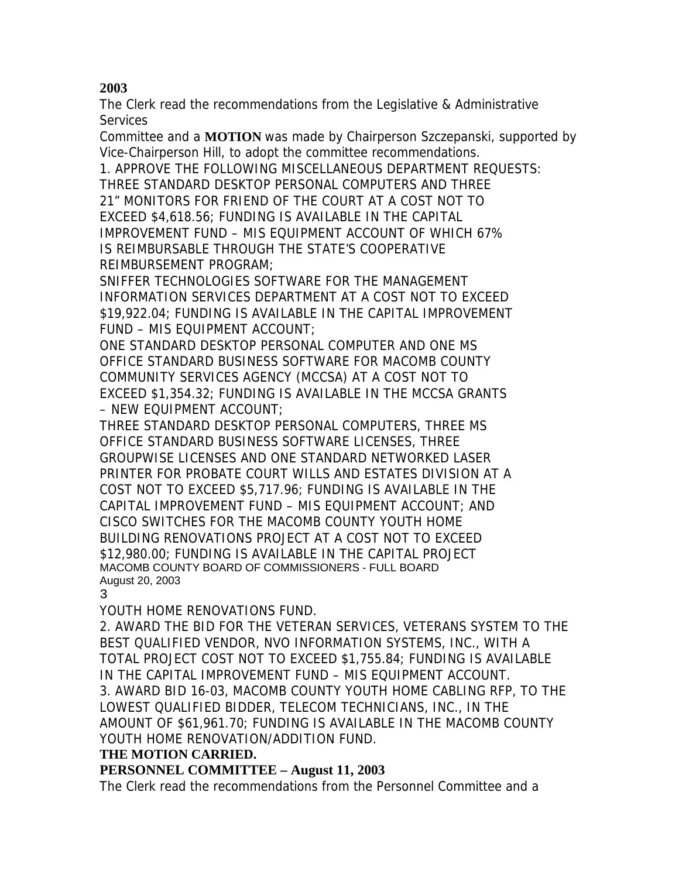**2003**

The Clerk read the recommendations from the Legislative & Administrative Services

Committee and a **MOTION** was made by Chairperson Szczepanski, supported by Vice-Chairperson Hill, to adopt the committee recommendations.

1. APPROVE THE FOLLOWING MISCELLANEOUS DEPARTMENT REQUESTS: THREE STANDARD DESKTOP PERSONAL COMPUTERS AND THREE 21" MONITORS FOR FRIEND OF THE COURT AT A COST NOT TO EXCEED $4,618.56; FUNDING IS AVAILABLE IN THE CAPITAL IMPROVEMENT FUND – MIS EQUIPMENT ACCOUNT OF WHICH 67% IS REIMBURSABLE THROUGH THE STATE'S COOPERATIVE REIMBURSEMENT PROGRAM;
SNIFFER TECHNOLOGIES SOFTWARE FOR THE MANAGEMENT INFORMATION SERVICES DEPARTMENT AT A COST NOT TO EXCEED $19,922.04; FUNDING IS AVAILABLE IN THE CAPITAL IMPROVEMENT FUND – MIS EQUIPMENT ACCOUNT;
ONE STANDARD DESKTOP PERSONAL COMPUTER AND ONE MS OFFICE STANDARD BUSINESS SOFTWARE FOR MACOMB COUNTY COMMUNITY SERVICES AGENCY (MCCSA) AT A COST NOT TO EXCEED $1,354.32; FUNDING IS AVAILABLE IN THE MCCSA GRANTS – NEW EQUIPMENT ACCOUNT;
THREE STANDARD DESKTOP PERSONAL COMPUTERS, THREE MS OFFICE STANDARD BUSINESS SOFTWARE LICENSES, THREE GROUPWISE LICENSES AND ONE STANDARD NETWORKED LASER PRINTER FOR PROBATE COURT WILLS AND ESTATES DIVISION AT A COST NOT TO EXCEED $5,717.96; FUNDING IS AVAILABLE IN THE CAPITAL IMPROVEMENT FUND – MIS EQUIPMENT ACCOUNT; AND
CISCO SWITCHES FOR THE MACOMB COUNTY YOUTH HOME BUILDING RENOVATIONS PROJECT AT A COST NOT TO EXCEED $12,980.00; FUNDING IS AVAILABLE IN THE CAPITAL PROJECT YOUTH HOME RENOVATIONS FUND.
2. AWARD THE BID FOR THE VETERAN SERVICES, VETERANS SYSTEM TO THE BEST QUALIFIED VENDOR, NVO INFORMATION SYSTEMS, INC., WITH A TOTAL PROJECT COST NOT TO EXCEED $1,755.84; FUNDING IS AVAILABLE IN THE CAPITAL IMPROVEMENT FUND – MIS EQUIPMENT ACCOUNT.
3. AWARD BID 16-03, MACOMB COUNTY YOUTH HOME CABLING RFP, TO THE LOWEST QUALIFIED BIDDER, TELECOM TECHNICIANS, INC., IN THE AMOUNT OF $61,961.70; FUNDING IS AVAILABLE IN THE MACOMB COUNTY YOUTH HOME RENOVATION/ADDITION FUND.

**THE MOTION CARRIED.**

**PERSONNEL COMMITTEE – August 11, 2003**

The Clerk read the recommendations from the Personnel Committee and a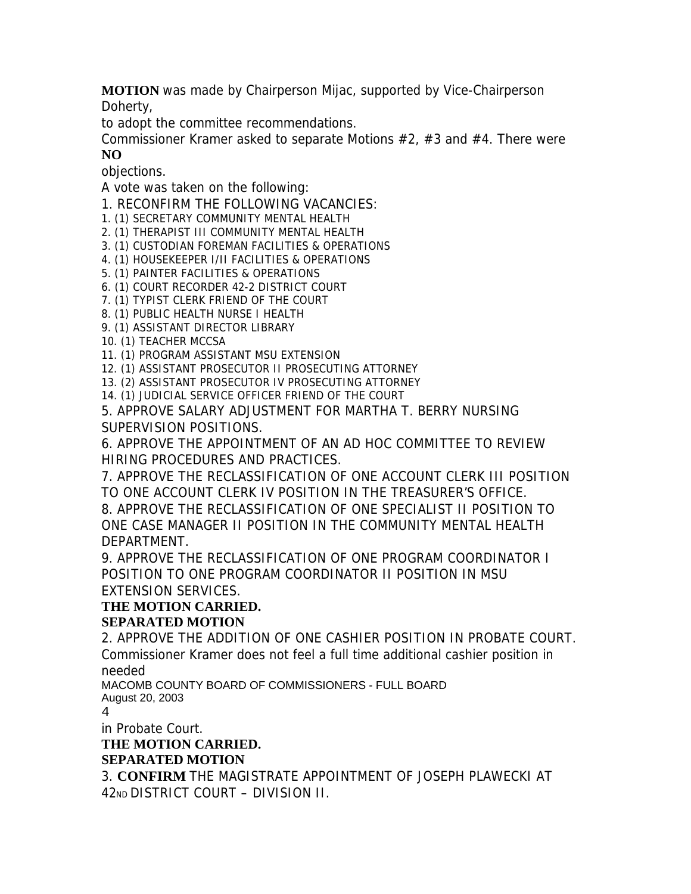**MOTION** was made by Chairperson Mijac, supported by Vice-Chairperson Doherty, to adopt the committee recommendations.

Commissioner Kramer asked to separate Motions #2, #3 and #4. There were **NO** objections.

A vote was taken on the following:

1. RECONFIRM THE FOLLOWING VACANCIES:
   1. (1) SECRETARY COMMUNITY MENTAL HEALTH
   2. (1) THERAPIST III COMMUNITY MENTAL HEALTH
   3. (1) CUSTODIAN FOREMAN FACILITIES & OPERATIONS
   4. (1) HOUSEKEEPER I/II FACILITIES & OPERATIONS
   5. (1) PAINTER FACILITIES & OPERATIONS
   6. (1) COURT RECORDER 42-2 DISTRICT COURT
   7. (1) TYPIST CLERK FRIEND OF THE COURT
   8. (1) PUBLIC HEALTH NURSE I HEALTH
   9. (1) ASSISTANT DIRECTOR LIBRARY
   10. (1) TEACHER MCCSA
   11. (1) PROGRAM ASSISTANT MSU EXTENSION
   12. (1) ASSISTANT PROSECUTOR II PROSECUTING ATTORNEY
   13. (2) ASSISTANT PROSECUTOR IV PROSECUTING ATTORNEY
   14. (1) JUDICIAL SERVICE OFFICER FRIEND OF THE COURT

5. APPROVE SALARY ADJUSTMENT FOR MARTHA T. BERRY NURSING SUPERVISION POSITIONS.

6. APPROVE THE APPOINTMENT OF AN AD HOC COMMITTEE TO REVIEW HIRING PROCEDURES AND PRACTICES.

7. APPROVE THE RECLASSIFICATION OF ONE ACCOUNT CLERK III POSITION TO ONE ACCOUNT CLERK IV POSITION IN THE TREASURER'S OFFICE.

8. APPROVE THE RECLASSIFICATION OF ONE SPECIALIST II POSITION TO ONE CASE MANAGER II POSITION IN THE COMMUNITY MENTAL HEALTH DEPARTMENT.

9. APPROVE THE RECLASSIFICATION OF ONE PROGRAM COORDINATOR I POSITION TO ONE PROGRAM COORDINATOR II POSITION IN MSU EXTENSION SERVICES.

**THE MOTION CARRIED.**

**SEPARATED MOTION**

2. APPROVE THE ADDITION OF ONE CASHIER POSITION IN PROBATE COURT.

Commissioner Kramer does not feel a full time additional cashier position in needed in Probate Court.

**THE MOTION CARRIED.**

**SEPARATED MOTION**

3. **CONFIRM** THE MAGISTRATE APPOINTMENT OF JOSEPH PLAWECKI AT 42ND DISTRICT COURT – DIVISION II.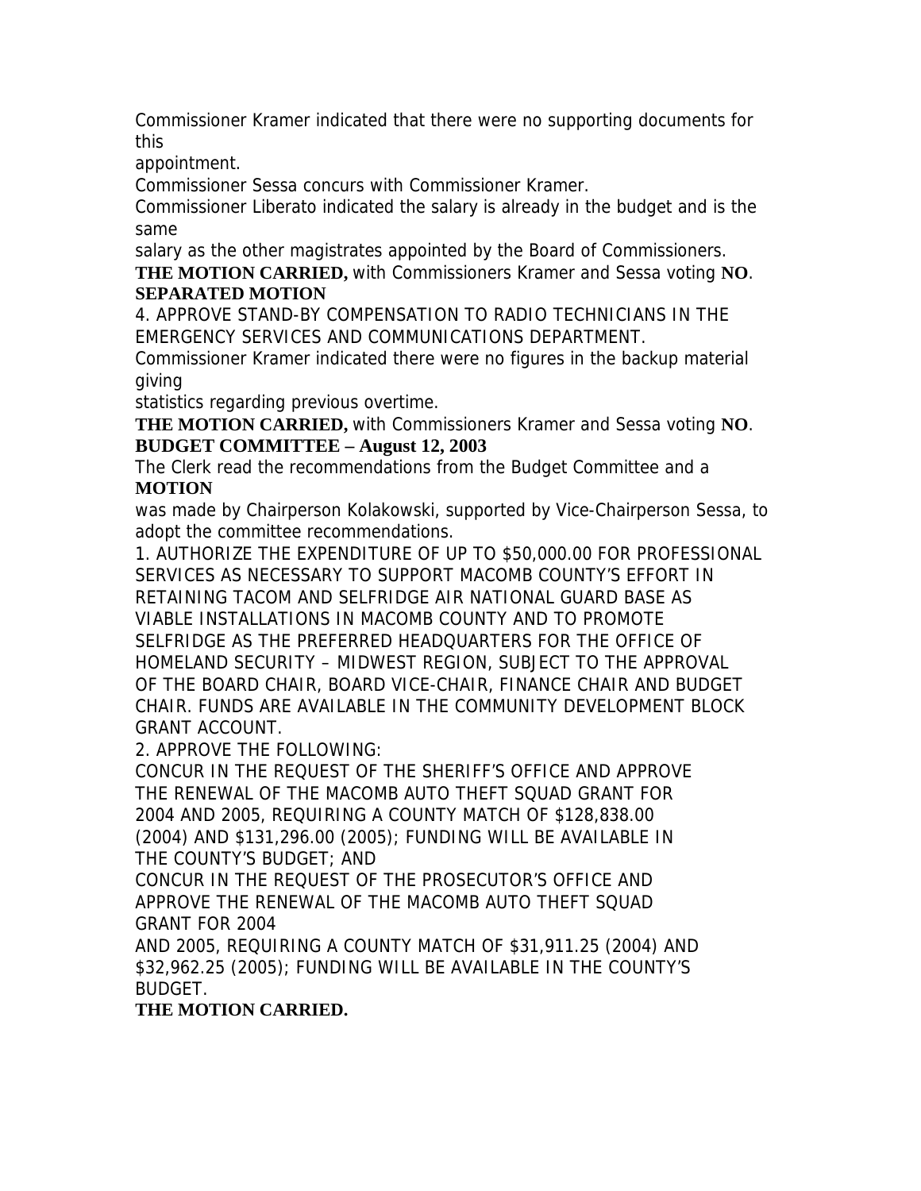Commissioner Kramer indicated that there were no supporting documents for this appointment.

Commissioner Sessa concurs with Commissioner Kramer.

Commissioner Liberato indicated the salary is already in the budget and is the same salary as the other magistrates appointed by the Board of Commissioners.

**THE MOTION CARRIED,** with Commissioners Kramer and Sessa voting **NO**.

**SEPARATED MOTION**

4. APPROVE STAND-BY COMPENSATION TO RADIO TECHNICIANS IN THE EMERGENCY SERVICES AND COMMUNICATIONS DEPARTMENT.

Commissioner Kramer indicated there were no figures in the backup material giving statistics regarding previous overtime.

**THE MOTION CARRIED,** with Commissioners Kramer and Sessa voting **NO**.

**BUDGET COMMITTEE – August 12, 2003**

The Clerk read the recommendations from the Budget Committee and a **MOTION** was made by Chairperson Kolakowski, supported by Vice-Chairperson Sessa, to adopt the committee recommendations.

1. AUTHORIZE THE EXPENDITURE OF UP TO $50,000.00 FOR PROFESSIONAL SERVICES AS NECESSARY TO SUPPORT MACOMB COUNTY'S EFFORT IN RETAINING TACOM AND SELFRIDGE AIR NATIONAL GUARD BASE AS VIABLE INSTALLATIONS IN MACOMB COUNTY AND TO PROMOTE SELFRIDGE AS THE PREFERRED HEADQUARTERS FOR THE OFFICE OF HOMELAND SECURITY – MIDWEST REGION, SUBJECT TO THE APPROVAL OF THE BOARD CHAIR, BOARD VICE-CHAIR, FINANCE CHAIR AND BUDGET CHAIR. FUNDS ARE AVAILABLE IN THE COMMUNITY DEVELOPMENT BLOCK GRANT ACCOUNT.

2. APPROVE THE FOLLOWING:

CONCUR IN THE REQUEST OF THE SHERIFF'S OFFICE AND APPROVE THE RENEWAL OF THE MACOMB AUTO THEFT SQUAD GRANT FOR 2004 AND 2005, REQUIRING A COUNTY MATCH OF $128,838.00 (2004) AND $131,296.00 (2005); FUNDING WILL BE AVAILABLE IN THE COUNTY'S BUDGET; AND

CONCUR IN THE REQUEST OF THE PROSECUTOR'S OFFICE AND APPROVE THE RENEWAL OF THE MACOMB AUTO THEFT SQUAD GRANT FOR 2004 AND 2005, REQUIRING A COUNTY MATCH OF $31,911.25 (2004) AND $32,962.25 (2005); FUNDING WILL BE AVAILABLE IN THE COUNTY'S BUDGET.

**THE MOTION CARRIED.**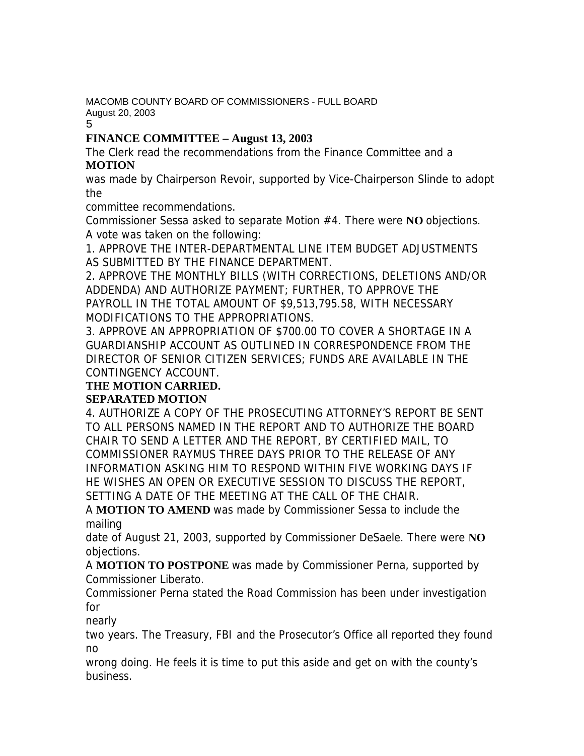## FINANCE COMMITTEE – August 13, 2003

The Clerk read the recommendations from the Finance Committee and a **MOTION** was made by Chairperson Revoir, supported by Vice-Chairperson Slinde to adopt the committee recommendations.

Commissioner Sessa asked to separate Motion #4. There were **NO** objections.

A vote was taken on the following:

1. APPROVE THE INTER-DEPARTMENTAL LINE ITEM BUDGET ADJUSTMENTS AS SUBMITTED BY THE FINANCE DEPARTMENT.
2. APPROVE THE MONTHLY BILLS (WITH CORRECTIONS, DELETIONS AND/OR ADDENDA) AND AUTHORIZE PAYMENT; FURTHER, TO APPROVE THE PAYROLL IN THE TOTAL AMOUNT OF $9,513,795.58, WITH NECESSARY MODIFICATIONS TO THE APPROPRIATIONS.
3. APPROVE AN APPROPRIATION OF $700.00 TO COVER A SHORTAGE IN A GUARDIANSHIP ACCOUNT AS OUTLINED IN CORRESPONDENCE FROM THE DIRECTOR OF SENIOR CITIZEN SERVICES; FUNDS ARE AVAILABLE IN THE CONTINGENCY ACCOUNT.

**THE MOTION CARRIED.**

**SEPARATED MOTION**

4. AUTHORIZE A COPY OF THE PROSECUTING ATTORNEY'S REPORT BE SENT TO ALL PERSONS NAMED IN THE REPORT AND TO AUTHORIZE THE BOARD CHAIR TO SEND A LETTER AND THE REPORT, BY CERTIFIED MAIL, TO COMMISSIONER RAYMUS THREE DAYS PRIOR TO THE RELEASE OF ANY INFORMATION ASKING HIM TO RESPOND WITHIN FIVE WORKING DAYS IF HE WISHES AN OPEN OR EXECUTIVE SESSION TO DISCUSS THE REPORT, SETTING A DATE OF THE MEETING AT THE CALL OF THE CHAIR.

A **MOTION TO AMEND** was made by Commissioner Sessa to include the mailing date of August 21, 2003, supported by Commissioner DeSaele. There were **NO** objections.

A **MOTION TO POSTPONE** was made by Commissioner Perna, supported by Commissioner Liberato.

Commissioner Perna stated the Road Commission has been under investigation for nearly two years. The Treasury, FBI and the Prosecutor's Office all reported they found no wrong doing. He feels it is time to put this aside and get on with the county's business.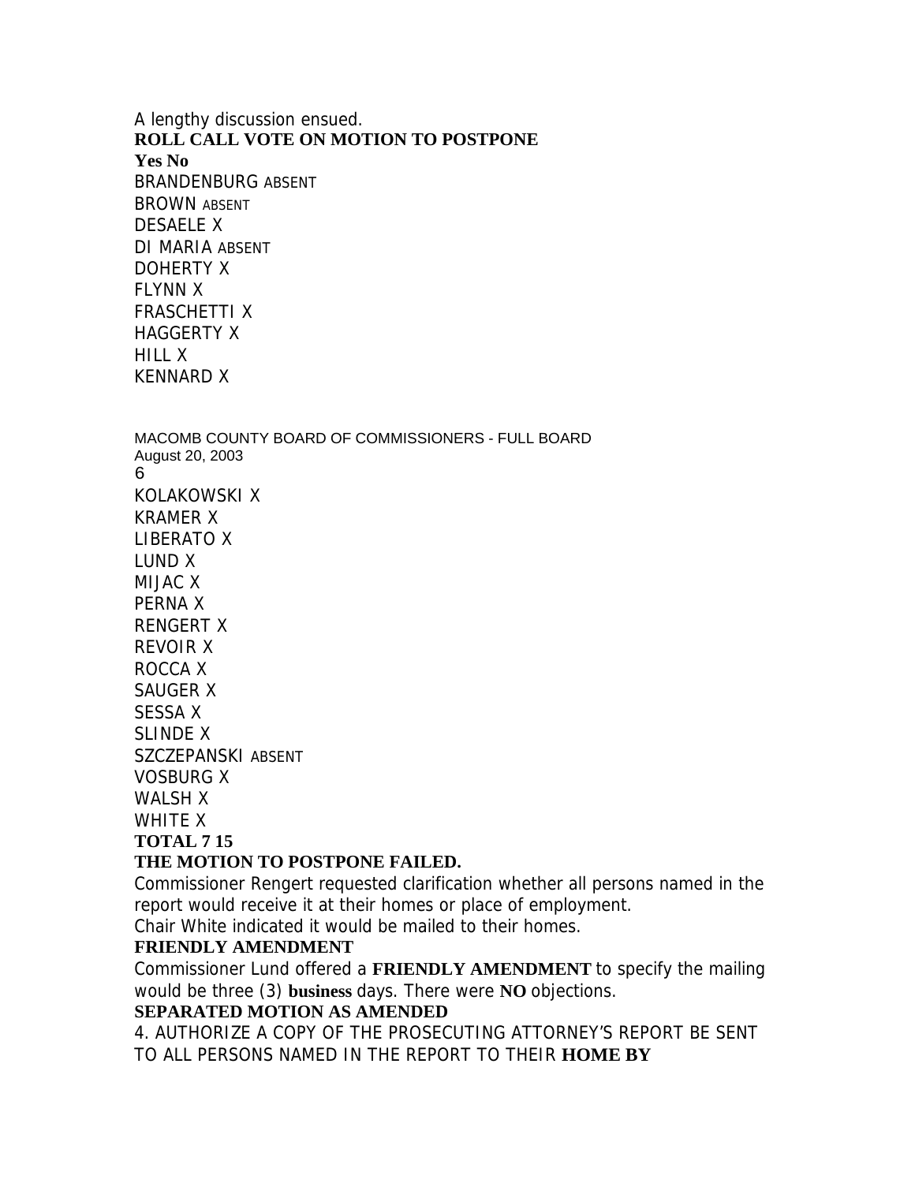A lengthy discussion ensued.

**ROLL CALL VOTE ON MOTION TO POSTPONE**

**Yes No**

BRANDENBURG ABSENT
BROWN ABSENT
DESAELE X
DI MARIA ABSENT
DOHERTY X
FLYNN X
FRASCHETTI X
HAGGERTY X
HILL X
KENNARD X
KOLAKOWSKI X
KRAMER X
LIBERATO X
LUND X
MIJAC X
PERNA X
RENGERT X
REVOIR X
ROCCA X
SAUGER X
SESSA X
SLINDE X
SZCZEPANSKI ABSENT
VOSBURG X
WALSH X
WHITE X

**TOTAL 7 15**

**THE MOTION TO POSTPONE FAILED.**

Commissioner Rengert requested clarification whether all persons named in the report would receive it at their homes or place of employment.

Chair White indicated it would be mailed to their homes.

**FRIENDLY AMENDMENT**

Commissioner Lund offered a **FRIENDLY AMENDMENT** to specify the mailing would be three (3) **business** days. There were **NO** objections.

**SEPARATED MOTION AS AMENDED**

4. AUTHORIZE A COPY OF THE PROSECUTING ATTORNEY'S REPORT BE SENT TO ALL PERSONS NAMED IN THE REPORT TO THEIR **HOME BY**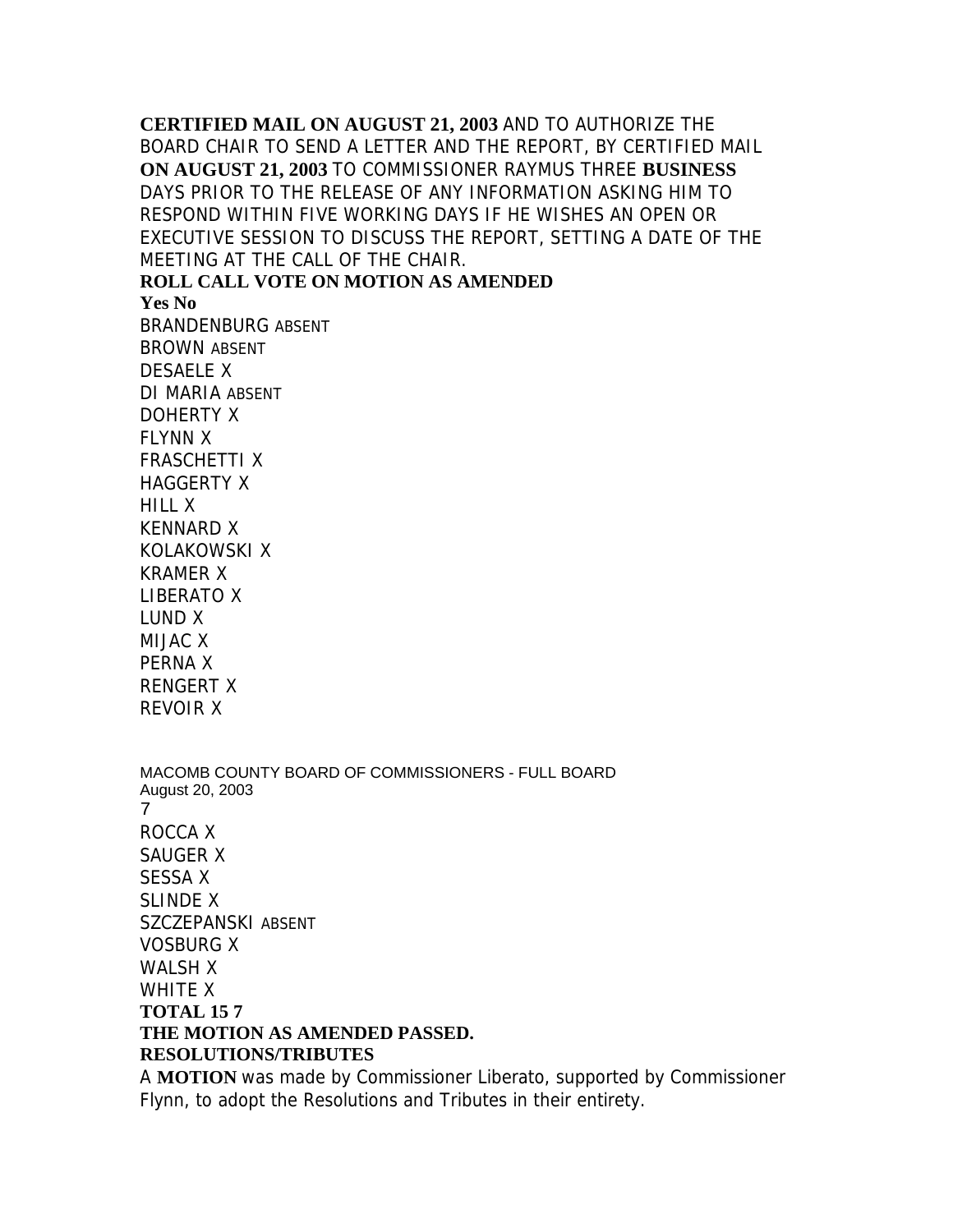**CERTIFIED MAIL ON AUGUST 21, 2003** AND TO AUTHORIZE THE BOARD CHAIR TO SEND A LETTER AND THE REPORT, BY CERTIFIED MAIL **ON AUGUST 21, 2003** TO COMMISSIONER RAYMUS THREE **BUSINESS** DAYS PRIOR TO THE RELEASE OF ANY INFORMATION ASKING HIM TO RESPOND WITHIN FIVE WORKING DAYS IF HE WISHES AN OPEN OR EXECUTIVE SESSION TO DISCUSS THE REPORT, SETTING A DATE OF THE MEETING AT THE CALL OF THE CHAIR.

**ROLL CALL VOTE ON MOTION AS AMENDED**

| | Yes | No |
|---|---|---|
| BRANDENBURG | ABSENT | |
| BROWN | ABSENT | |
| DESAELE | X | |
| DI MARIA | ABSENT | |
| DOHERTY | X | |
| FLYNN | X | |
| FRASCHETTI | X | |
| HAGGERTY | X | |
| HILL | X | |
| KENNARD | X | |
| KOLAKOWSKI | X | |
| KRAMER | X | |
| LIBERATO | X | |
| LUND | X | |
| MIJAC | X | |
| PERNA | X | |
| RENGERT | X | |
| REVOIR | X | |
| ROCCA | X | |
| SAUGER | X | |
| SESSA | X | |
| SLINDE | X | |
| SZCZEPANSKI | ABSENT | |
| VOSBURG | X | |
| WALSH | X | |
| WHITE | X | |
| **TOTAL** | **15** | **7** |

**THE MOTION AS AMENDED PASSED.**

**RESOLUTIONS/TRIBUTES**

A **MOTION** was made by Commissioner Liberato, supported by Commissioner Flynn, to adopt the Resolutions and Tributes in their entirety.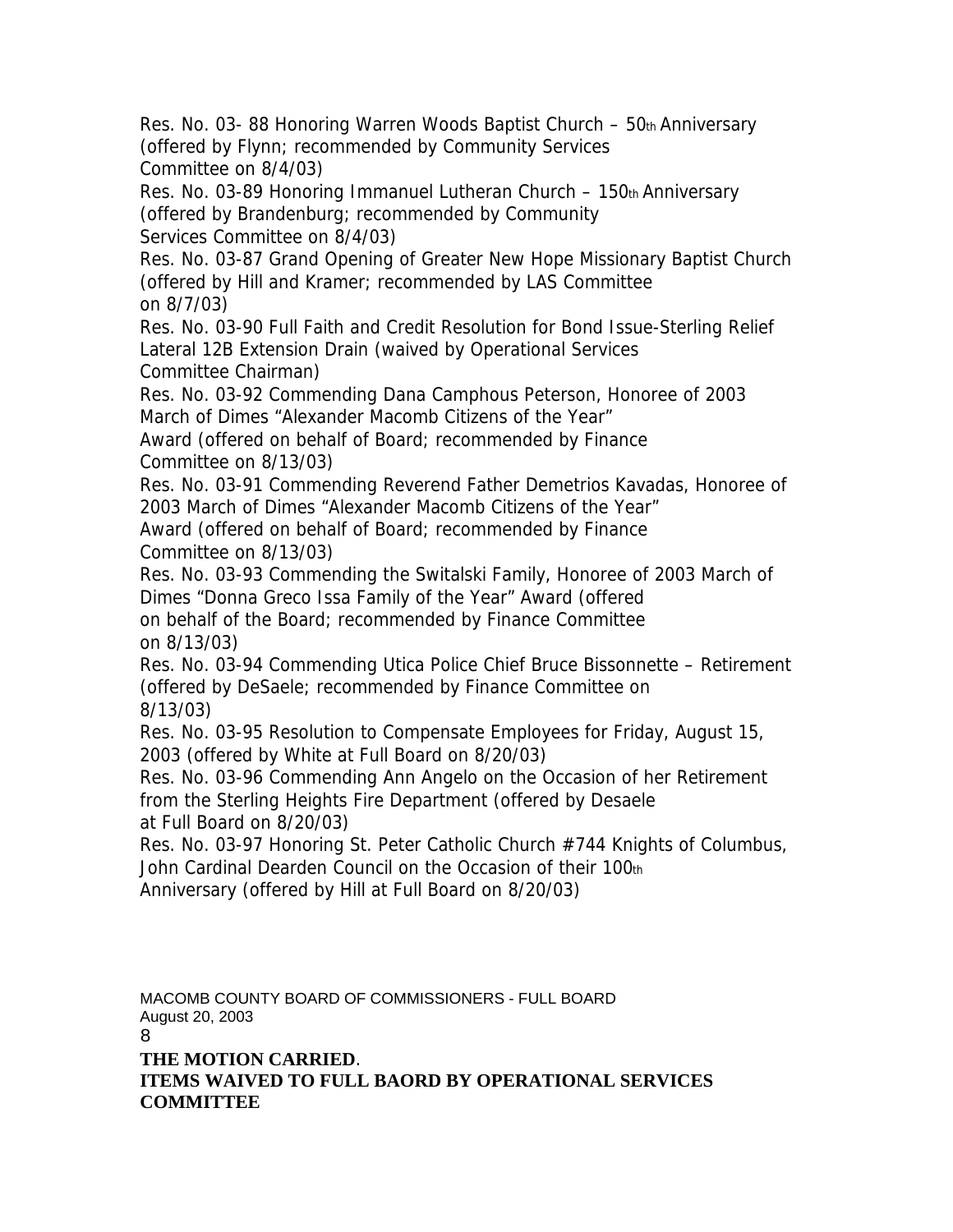Res. No. 03- 88 Honoring Warren Woods Baptist Church – 50th Anniversary (offered by Flynn; recommended by Community Services Committee on 8/4/03)

Res. No. 03-89 Honoring Immanuel Lutheran Church – 150th Anniversary (offered by Brandenburg; recommended by Community Services Committee on 8/4/03)

Res. No. 03-87 Grand Opening of Greater New Hope Missionary Baptist Church (offered by Hill and Kramer; recommended by LAS Committee on 8/7/03)

Res. No. 03-90 Full Faith and Credit Resolution for Bond Issue-Sterling Relief Lateral 12B Extension Drain (waived by Operational Services Committee Chairman)

Res. No. 03-92 Commending Dana Camphous Peterson, Honoree of 2003 March of Dimes "Alexander Macomb Citizens of the Year" Award (offered on behalf of Board; recommended by Finance Committee on 8/13/03)

Res. No. 03-91 Commending Reverend Father Demetrios Kavadas, Honoree of 2003 March of Dimes "Alexander Macomb Citizens of the Year" Award (offered on behalf of Board; recommended by Finance Committee on 8/13/03)

Res. No. 03-93 Commending the Switalski Family, Honoree of 2003 March of Dimes "Donna Greco Issa Family of the Year" Award (offered on behalf of the Board; recommended by Finance Committee on 8/13/03)

Res. No. 03-94 Commending Utica Police Chief Bruce Bissonnette – Retirement (offered by DeSaele; recommended by Finance Committee on 8/13/03)

Res. No. 03-95 Resolution to Compensate Employees for Friday, August 15, 2003 (offered by White at Full Board on 8/20/03)

Res. No. 03-96 Commending Ann Angelo on the Occasion of her Retirement from the Sterling Heights Fire Department (offered by Desaele at Full Board on 8/20/03)

Res. No. 03-97 Honoring St. Peter Catholic Church #744 Knights of Columbus, John Cardinal Dearden Council on the Occasion of their 100th Anniversary (offered by Hill at Full Board on 8/20/03)

**THE MOTION CARRIED**.

**ITEMS WAIVED TO FULL BAORD BY OPERATIONAL SERVICES COMMITTEE**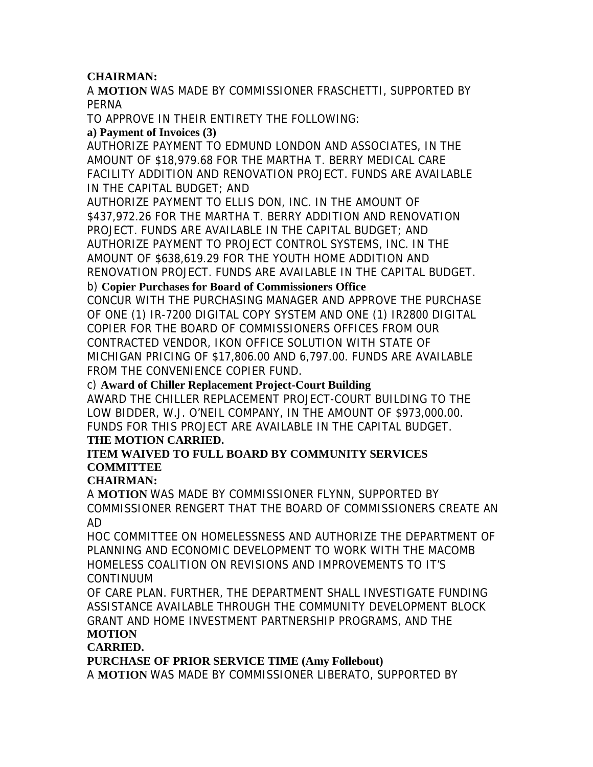**CHAIRMAN:**

A **MOTION** WAS MADE BY COMMISSIONER FRASCHETTI, SUPPORTED BY PERNA

TO APPROVE IN THEIR ENTIRETY THE FOLLOWING:

**a) Payment of Invoices (3)**

AUTHORIZE PAYMENT TO EDMUND LONDON AND ASSOCIATES, IN THE AMOUNT OF $18,979.68 FOR THE MARTHA T. BERRY MEDICAL CARE FACILITY ADDITION AND RENOVATION PROJECT. FUNDS ARE AVAILABLE IN THE CAPITAL BUDGET; AND

AUTHORIZE PAYMENT TO ELLIS DON, INC. IN THE AMOUNT OF $437,972.26 FOR THE MARTHA T. BERRY ADDITION AND RENOVATION PROJECT. FUNDS ARE AVAILABLE IN THE CAPITAL BUDGET; AND

AUTHORIZE PAYMENT TO PROJECT CONTROL SYSTEMS, INC. IN THE AMOUNT OF $638,619.29 FOR THE YOUTH HOME ADDITION AND RENOVATION PROJECT. FUNDS ARE AVAILABLE IN THE CAPITAL BUDGET.

b) **Copier Purchases for Board of Commissioners Office**

CONCUR WITH THE PURCHASING MANAGER AND APPROVE THE PURCHASE OF ONE (1) IR-7200 DIGITAL COPY SYSTEM AND ONE (1) IR2800 DIGITAL COPIER FOR THE BOARD OF COMMISSIONERS OFFICES FROM OUR CONTRACTED VENDOR, IKON OFFICE SOLUTION WITH STATE OF MICHIGAN PRICING OF $17,806.00 AND 6,797.00. FUNDS ARE AVAILABLE FROM THE CONVENIENCE COPIER FUND.

c) **Award of Chiller Replacement Project-Court Building**

AWARD THE CHILLER REPLACEMENT PROJECT-COURT BUILDING TO THE LOW BIDDER, W.J. O'NEIL COMPANY, IN THE AMOUNT OF $973,000.00. FUNDS FOR THIS PROJECT ARE AVAILABLE IN THE CAPITAL BUDGET.

**THE MOTION CARRIED.**

**ITEM WAIVED TO FULL BOARD BY COMMUNITY SERVICES COMMITTEE**

**CHAIRMAN:**

A **MOTION** WAS MADE BY COMMISSIONER FLYNN, SUPPORTED BY COMMISSIONER RENGERT THAT THE BOARD OF COMMISSIONERS CREATE AN AD HOC COMMITTEE ON HOMELESSNESS AND AUTHORIZE THE DEPARTMENT OF PLANNING AND ECONOMIC DEVELOPMENT TO WORK WITH THE MACOMB HOMELESS COALITION ON REVISIONS AND IMPROVEMENTS TO IT'S CONTINUUM OF CARE PLAN. FURTHER, THE DEPARTMENT SHALL INVESTIGATE FUNDING ASSISTANCE AVAILABLE THROUGH THE COMMUNITY DEVELOPMENT BLOCK GRANT AND HOME INVESTMENT PARTNERSHIP PROGRAMS, AND THE **MOTION CARRIED.**

**PURCHASE OF PRIOR SERVICE TIME (Amy Follebout)**

A **MOTION** WAS MADE BY COMMISSIONER LIBERATO, SUPPORTED BY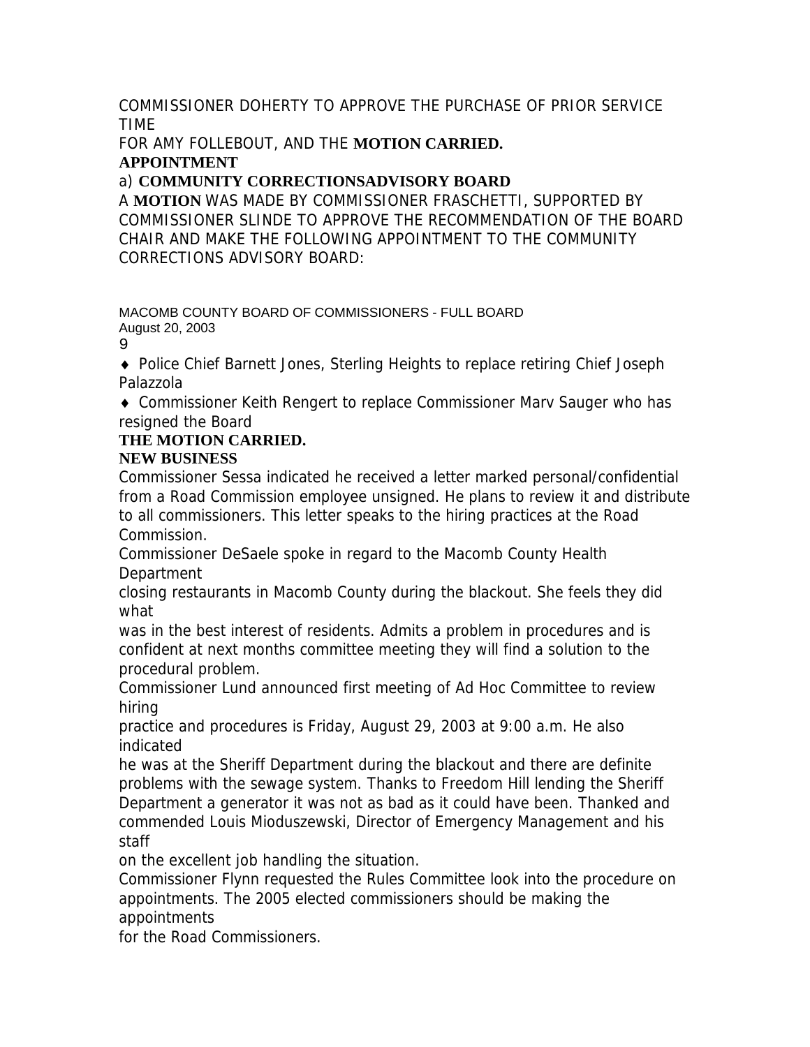COMMISSIONER DOHERTY TO APPROVE THE PURCHASE OF PRIOR SERVICE TIME
FOR AMY FOLLEBOUT, AND THE **MOTION CARRIED.**

**APPOINTMENT**

a) **COMMUNITY CORRECTIONSADVISORY BOARD**

A **MOTION** WAS MADE BY COMMISSIONER FRASCHETTI, SUPPORTED BY COMMISSIONER SLINDE TO APPROVE THE RECOMMENDATION OF THE BOARD CHAIR AND MAKE THE FOLLOWING APPOINTMENT TO THE COMMUNITY CORRECTIONS ADVISORY BOARD:

- Police Chief Barnett Jones, Sterling Heights to replace retiring Chief Joseph Palazzola
- Commissioner Keith Rengert to replace Commissioner Marv Sauger who has resigned the Board

**THE MOTION CARRIED.**

**NEW BUSINESS**

Commissioner Sessa indicated he received a letter marked personal/confidential from a Road Commission employee unsigned. He plans to review it and distribute to all commissioners. This letter speaks to the hiring practices at the Road Commission.

Commissioner DeSaele spoke in regard to the Macomb County Health Department
closing restaurants in Macomb County during the blackout. She feels they did what
was in the best interest of residents. Admits a problem in procedures and is confident at next months committee meeting they will find a solution to the procedural problem.

Commissioner Lund announced first meeting of Ad Hoc Committee to review hiring
practice and procedures is Friday, August 29, 2003 at 9:00 a.m. He also indicated
he was at the Sheriff Department during the blackout and there are definite problems with the sewage system. Thanks to Freedom Hill lending the Sheriff Department a generator it was not as bad as it could have been. Thanked and commended Louis Mioduszewski, Director of Emergency Management and his staff
on the excellent job handling the situation.

Commissioner Flynn requested the Rules Committee look into the procedure on appointments. The 2005 elected commissioners should be making the appointments
for the Road Commissioners.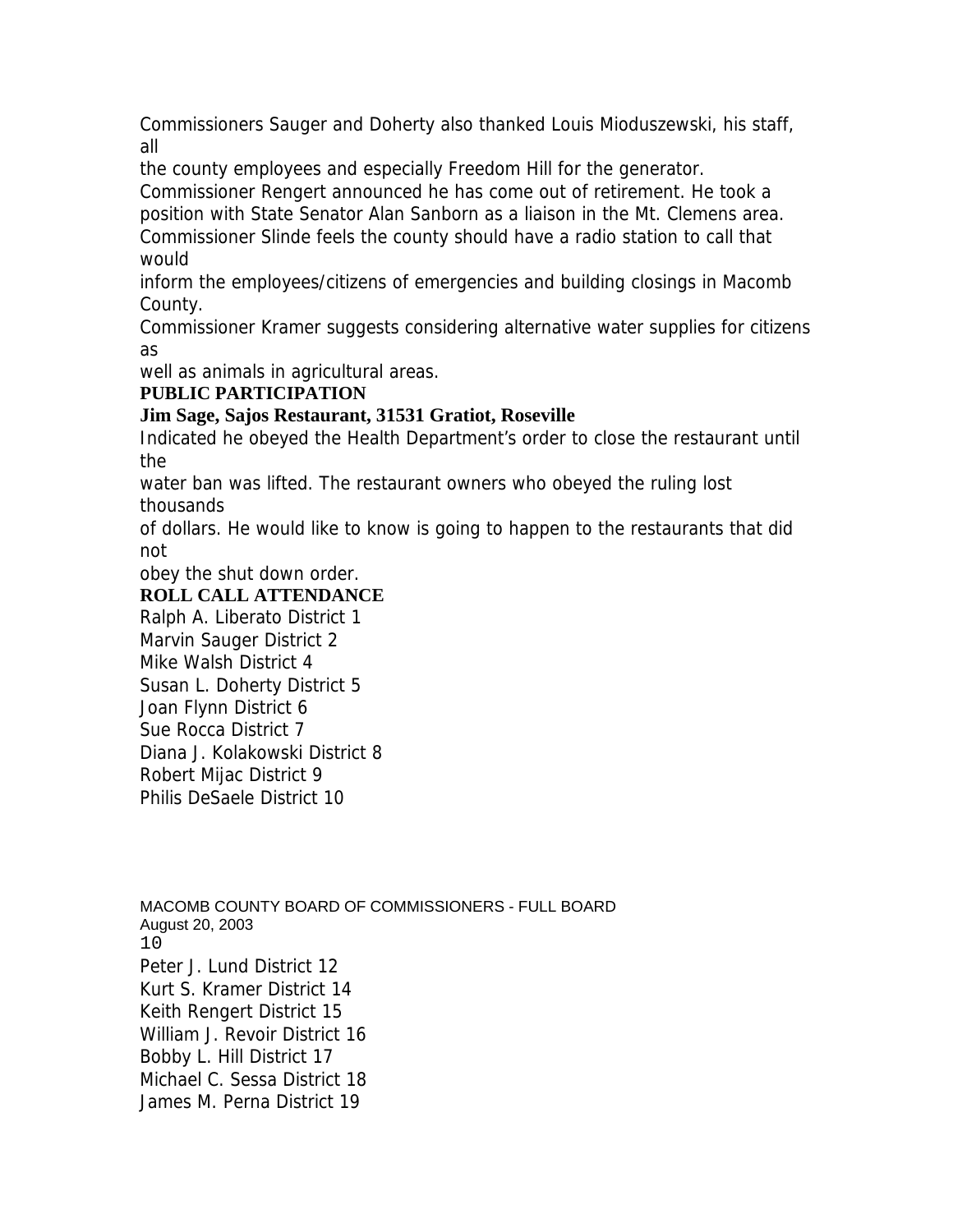Commissioners Sauger and Doherty also thanked Louis Mioduszewski, his staff, all the county employees and especially Freedom Hill for the generator.

Commissioner Rengert announced he has come out of retirement. He took a position with State Senator Alan Sanborn as a liaison in the Mt. Clemens area.

Commissioner Slinde feels the county should have a radio station to call that would inform the employees/citizens of emergencies and building closings in Macomb County.

Commissioner Kramer suggests considering alternative water supplies for citizens as well as animals in agricultural areas.

**PUBLIC PARTICIPATION**

**Jim Sage, Sajos Restaurant, 31531 Gratiot, Roseville**

Indicated he obeyed the Health Department's order to close the restaurant until the water ban was lifted. The restaurant owners who obeyed the ruling lost thousands of dollars. He would like to know is going to happen to the restaurants that did not obey the shut down order.

**ROLL CALL ATTENDANCE**

Ralph A. Liberato District 1
Marvin Sauger District 2
Mike Walsh District 4
Susan L. Doherty District 5
Joan Flynn District 6
Sue Rocca District 7
Diana J. Kolakowski District 8
Robert Mijac District 9
Philis DeSaele District 10
Peter J. Lund District 12
Kurt S. Kramer District 14
Keith Rengert District 15
William J. Revoir District 16
Bobby L. Hill District 17
Michael C. Sessa District 18
James M. Perna District 19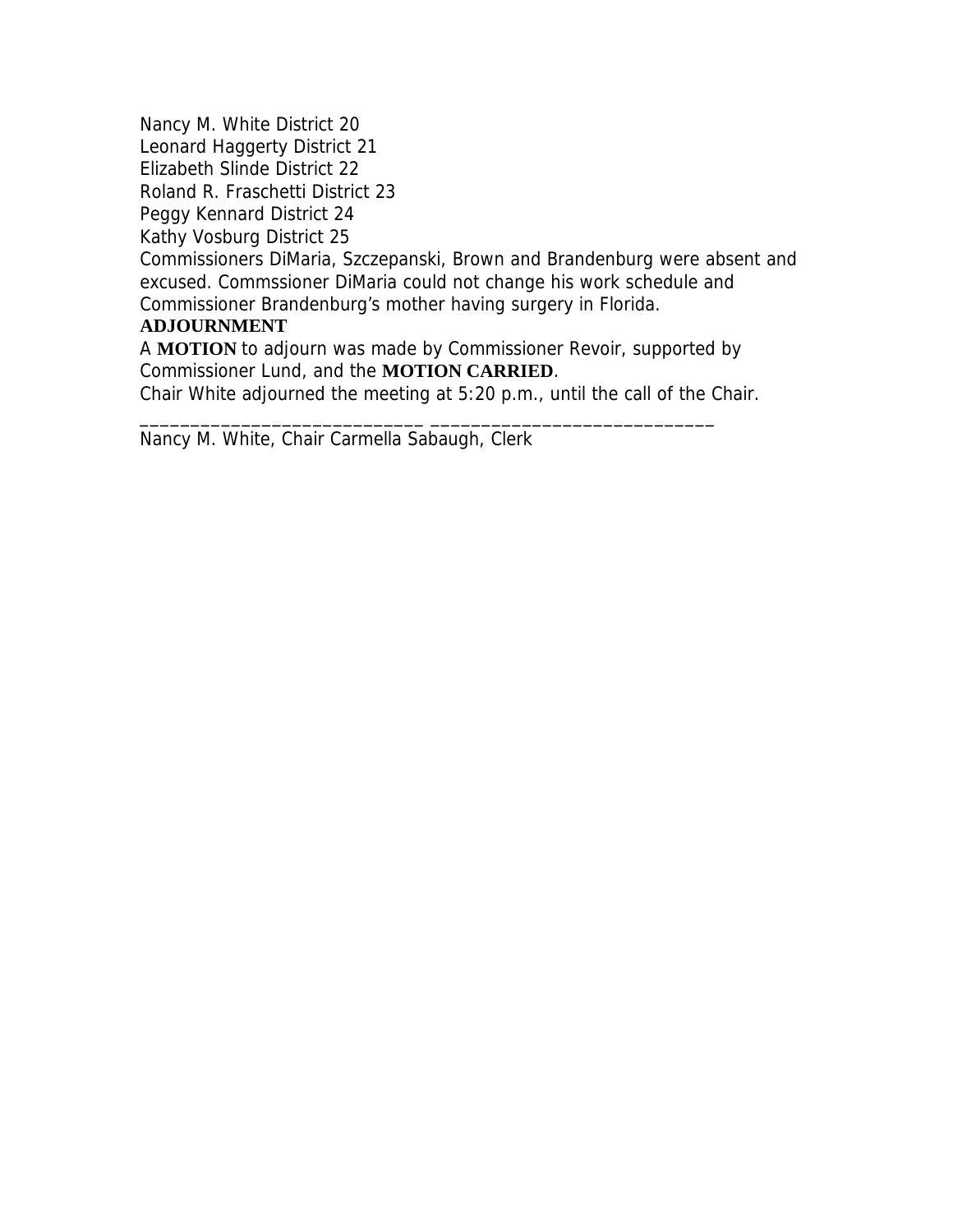Nancy M. White District 20
Leonard Haggerty District 21
Elizabeth Slinde District 22
Roland R. Fraschetti District 23
Peggy Kennard District 24
Kathy Vosburg District 25

Commissioners DiMaria, Szczepanski, Brown and Brandenburg were absent and excused. Commssioner DiMaria could not change his work schedule and Commissioner Brandenburg's mother having surgery in Florida.

**ADJOURNMENT**

A **MOTION** to adjourn was made by Commissioner Revoir, supported by Commissioner Lund, and the **MOTION CARRIED**.

Chair White adjourned the meeting at 5:20 p.m., until the call of the Chair.

____________________________ ____________________________

Nancy M. White, Chair Carmella Sabaugh, Clerk